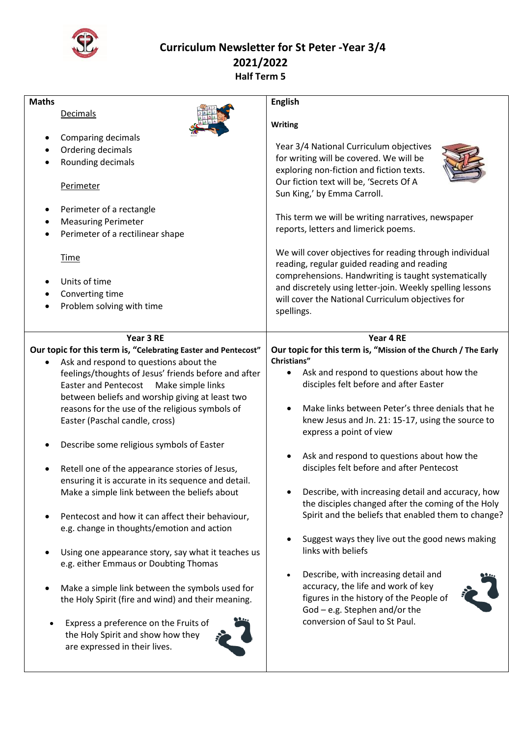# Curriculum Newsletter for St Peter -Year 3/4
## 2021/2022
### Half Term 5

## Maths

Decimals

- Comparing decimals
- Ordering decimals
- Rounding decimals

Perimeter

- Perimeter of a rectangle
- Measuring Perimeter
- Perimeter of a rectilinear shape

Time

- Units of time
- Converting time
- Problem solving with time

## English

**Writing**

Year 3/4 National Curriculum objectives for writing will be covered. We will be exploring non-fiction and fiction texts. Our fiction text will be, 'Secrets Of A Sun King,' by Emma Carroll.

This term we will be writing narratives, newspaper reports, letters and limerick poems.

We will cover objectives for reading through individual reading, regular guided reading and reading comprehensions. Handwriting is taught systematically and discretely using letter-join. Weekly spelling lessons will cover the National Curriculum objectives for spellings.

## Year 3 RE

**Our topic for this term is, "Celebrating Easter and Pentecost"**

- Ask and respond to questions about the feelings/thoughts of Jesus' friends before and after Easter and Pentecost Make simple links between beliefs and worship giving at least two reasons for the use of the religious symbols of Easter (Paschal candle, cross)
- Describe some religious symbols of Easter
- Retell one of the appearance stories of Jesus, ensuring it is accurate in its sequence and detail. Make a simple link between the beliefs about
- Pentecost and how it can affect their behaviour, e.g. change in thoughts/emotion and action
- Using one appearance story, say what it teaches us e.g. either Emmaus or Doubting Thomas
- Make a simple link between the symbols used for the Holy Spirit (fire and wind) and their meaning.
- Express a preference on the Fruits of the Holy Spirit and show how they are expressed in their lives.

## Year 4 RE

**Our topic for this term is, "Mission of the Church / The Early Christians"**

- Ask and respond to questions about how the disciples felt before and after Easter
- Make links between Peter's three denials that he knew Jesus and Jn. 21: 15-17, using the source to express a point of view
- Ask and respond to questions about how the disciples felt before and after Pentecost
- Describe, with increasing detail and accuracy, how the disciples changed after the coming of the Holy Spirit and the beliefs that enabled them to change?
- Suggest ways they live out the good news making links with beliefs
- Describe, with increasing detail and accuracy, the life and work of key figures in the history of the People of God – e.g. Stephen and/or the conversion of Saul to St Paul.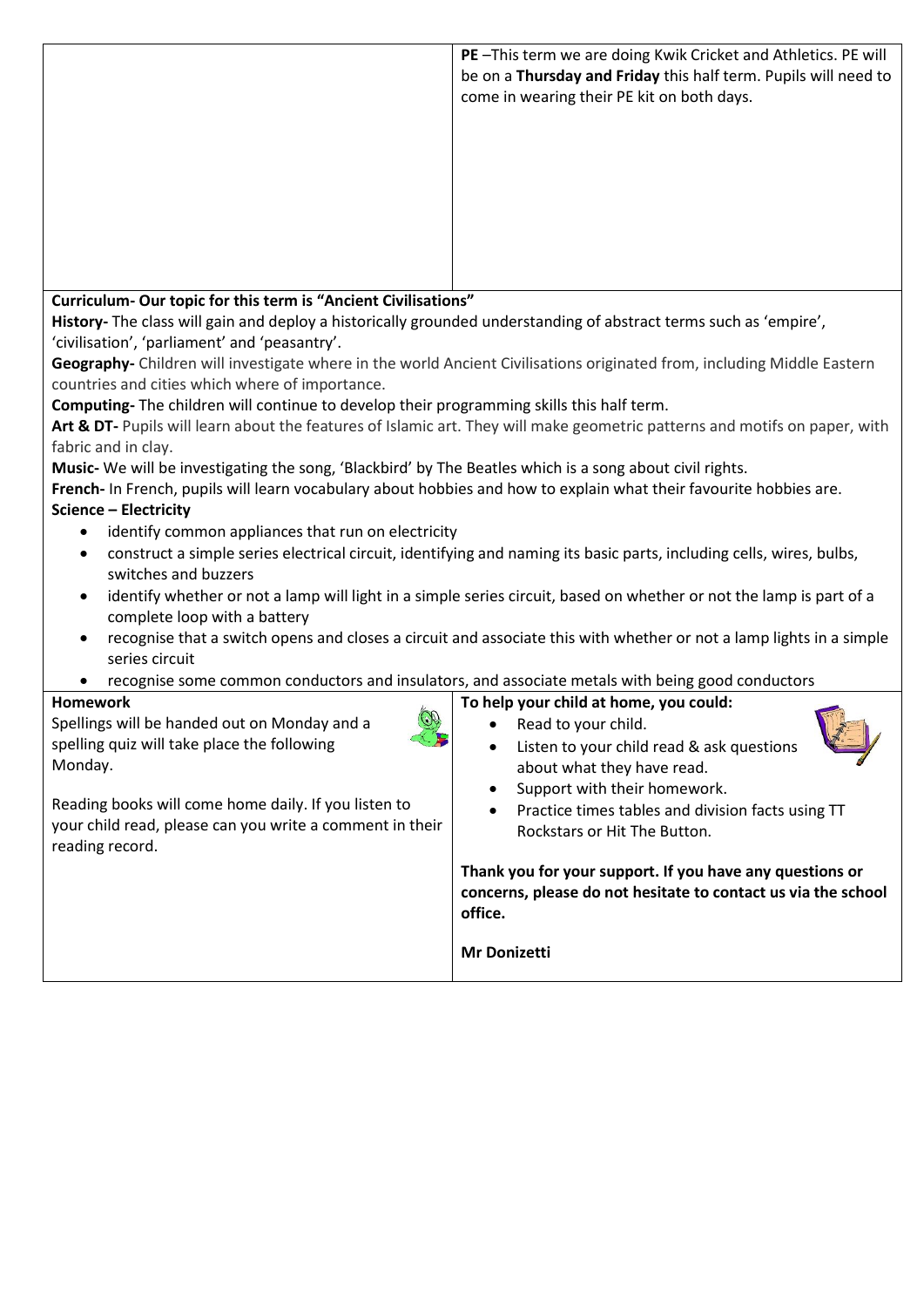**PE** –This term we are doing Kwik Cricket and Athletics. PE will be on a **Thursday and Friday** this half term. Pupils will need to come in wearing their PE kit on both days.

**Curriculum- Our topic for this term is "Ancient Civilisations"**

**History-** The class will gain and deploy a historically grounded understanding of abstract terms such as 'empire', 'civilisation', 'parliament' and 'peasantry'.

**Geography-** Children will investigate where in the world Ancient Civilisations originated from, including Middle Eastern countries and cities which where of importance.

**Computing-** The children will continue to develop their programming skills this half term.

**Art & DT-** Pupils will learn about the features of Islamic art. They will make geometric patterns and motifs on paper, with fabric and in clay.

**Music-** We will be investigating the song, 'Blackbird' by The Beatles which is a song about civil rights.

**French-** In French, pupils will learn vocabulary about hobbies and how to explain what their favourite hobbies are.

**Science – Electricity**

- identify common appliances that run on electricity
- construct a simple series electrical circuit, identifying and naming its basic parts, including cells, wires, bulbs, switches and buzzers
- identify whether or not a lamp will light in a simple series circuit, based on whether or not the lamp is part of a complete loop with a battery
- recognise that a switch opens and closes a circuit and associate this with whether or not a lamp lights in a simple series circuit
- recognise some common conductors and insulators, and associate metals with being good conductors

**Homework**

Spellings will be handed out on Monday and a spelling quiz will take place the following Monday.

Reading books will come home daily. If you listen to your child read, please can you write a comment in their reading record.

**To help your child at home, you could:**

- Read to your child.
- Listen to your child read & ask questions about what they have read.
- Support with their homework.
- Practice times tables and division facts using TT Rockstars or Hit The Button.

**Thank you for your support. If you have any questions or concerns, please do not hesitate to contact us via the school office.**

**Mr Donizetti**